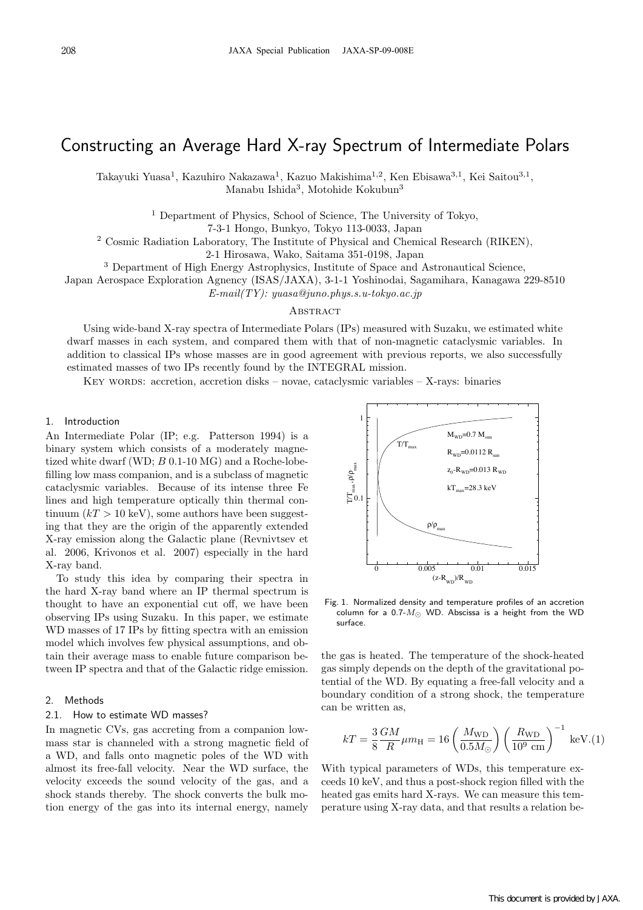# Constructing an Average Hard X-ray Spectrum of Intermediate Polars

Takayuki Yuasa[1], Kazuhiro Nakazawa[1], Kazuo Makishima[1,2], Ken Ebisawa[3,1], Kei Saitou[3,1], Manabu Ishida[3], Motohide Kokubun[3]

[1] Department of Physics, School of Science, The University of Tokyo, 7-3-1 Hongo, Bunkyo, Tokyo 113-0033, Japan

[2] Cosmic Radiation Laboratory, The Institute of Physical and Chemical Research (RIKEN), 2-1 Hirosawa, Wako, Saitama 351-0198, Japan

[3] Department of High Energy Astrophysics, Institute of Space and Astronautical Science, Japan Aerospace Exploration Agency (ISAS/JAXA), 3-1-1 Yoshinodai, Sagamihara, Kanagawa 229-8510

*E-mail(TY): yuasa@juno.phys.s.u-tokyo.ac.jp*

## Abstract

Using wide-band X-ray spectra of Intermediate Polars (IPs) measured with Suzaku, we estimated white dwarf masses in each system, and compared them with that of non-magnetic cataclysmic variables. In addition to classical IPs whose masses are in good agreement with previous reports, we also successfully estimated masses of two IPs recently found by the INTEGRAL mission.

Key words: accretion, accretion disks – novae, cataclysmic variables – X-rays: binaries

## 1. Introduction

An Intermediate Polar (IP; e.g. Patterson 1994) is a binary system which consists of a moderately magnetized white dwarf (WD; $B$ 0.1-10 MG) and a Roche-lobe-filling low mass companion, and is a subclass of magnetic cataclysmic variables. Because of its intense three Fe lines and high temperature optically thin thermal continuum ($kT > 10$ keV), some authors have been suggesting that they are the origin of the apparently extended X-ray emission along the Galactic plane (Revnivtsev et al. 2006, Krivonos et al. 2007) especially in the hard X-ray band.

To study this idea by comparing their spectra in the hard X-ray band where an IP thermal spectrum is thought to have an exponential cut off, we have been observing IPs using Suzaku. In this paper, we estimate WD masses of 17 IPs by fitting spectra with an emission model which involves few physical assumptions, and obtain their average mass to enable future comparison between IP spectra and that of the Galactic ridge emission.

## 2. Methods

### 2.1. How to estimate WD masses?

In magnetic CVs, gas accreting from a companion low-mass star is channeled with a strong magnetic field of a WD, and falls onto magnetic poles of the WD with almost its free-fall velocity. Near the WD surface, the velocity exceeds the sound velocity of the gas, and a shock stands thereby. The shock converts the bulk motion energy of the gas into its internal energy, namely the gas is heated. The temperature of the shock-heated gas simply depends on the depth of the gravitational potential of the WD. By equating a free-fall velocity and a boundary condition of a strong shock, the temperature can be written as,

$$kT = \frac{3}{8}\frac{GM}{R}\mu m_{\rm H} = 16\left(\frac{M_{\rm WD}}{0.5M_{\odot}}\right)\left(\frac{R_{\rm WD}}{10^{9}\ {\rm cm}}\right)^{-1}\ {\rm keV}. \quad (1)$$

With typical parameters of WDs, this temperature exceeds 10 keV, and thus a post-shock region filled with the heated gas emits hard X-rays. We can measure this temperature using X-ray data, and that results a relation be-

Fig. 1. Normalized density and temperature profiles of an accretion column for a 0.7-$M_{\odot}$ WD. Abscissa is a height from the WD surface.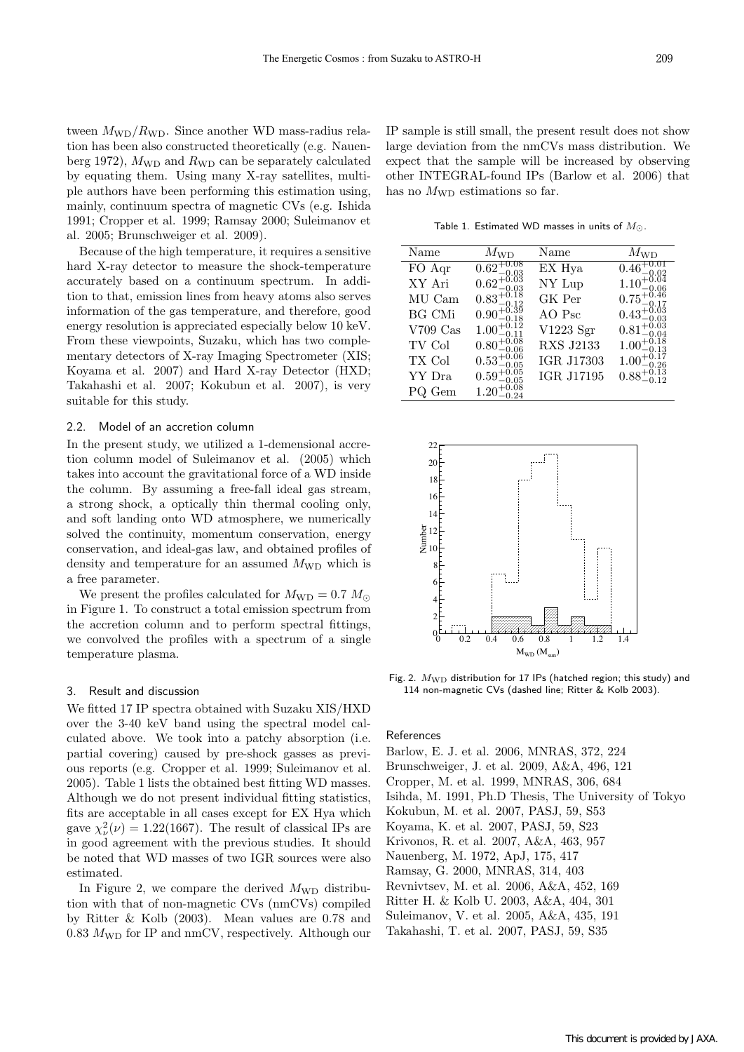tween $M_{\rm WD}/R_{\rm WD}$. Since another WD mass-radius relation has been also constructed theoretically (e.g. Nauenberg 1972), $M_{\rm WD}$ and $R_{\rm WD}$ can be separately calculated by equating them. Using many X-ray satellites, multiple authors have been performing this estimation using, mainly, continuum spectra of magnetic CVs (e.g. Ishida 1991; Cropper et al. 1999; Ramsay 2000; Suleimanov et al. 2005; Brunschweiger et al. 2009).

Because of the high temperature, it requires a sensitive hard X-ray detector to measure the shock-temperature accurately based on a continuum spectrum. In addition to that, emission lines from heavy atoms also serves information of the gas temperature, and therefore, good energy resolution is appreciated especially below 10 keV. From these viewpoints, Suzaku, which has two complementary detectors of X-ray Imaging Spectrometer (XIS; Koyama et al. 2007) and Hard X-ray Detector (HXD; Takahashi et al. 2007; Kokubun et al. 2007), is very suitable for this study.

### 2.2. Model of an accretion column

In the present study, we utilized a 1-demensional accretion column model of Suleimanov et al. (2005) which takes into account the gravitational force of a WD inside the column. By assuming a free-fall ideal gas stream, a strong shock, a optically thin thermal cooling only, and soft landing onto WD atmosphere, we numerically solved the continuity, momentum conservation, energy conservation, and ideal-gas law, and obtained profiles of density and temperature for an assumed $M_{\rm WD}$ which is a free parameter.

We present the profiles calculated for $M_{\rm WD} = 0.7\ M_{\odot}$ in Figure 1. To construct a total emission spectrum from the accretion column and to perform spectral fittings, we convolved the profiles with a spectrum of a single temperature plasma.

## 3. Result and discussion

We fitted 17 IP spectra obtained with Suzaku XIS/HXD over the 3-40 keV band using the spectral model calculated above. We took into a patchy absorption (i.e. partial covering) caused by pre-shock gasses as previous reports (e.g. Cropper et al. 1999; Suleimanov et al. 2005). Table 1 lists the obtained best fitting WD masses. Although we do not present individual fitting statistics, fits are acceptable in all cases except for EX Hya which gave $\chi^2_\nu(\nu) = 1.22(1667)$. The result of classical IPs are in good agreement with the previous studies. It should be noted that WD masses of two IGR sources were also estimated.

In Figure 2, we compare the derived $M_{\rm WD}$ distribution with that of non-magnetic CVs (nmCVs) compiled by Ritter & Kolb (2003). Mean values are 0.78 and 0.83 $M_{\rm WD}$ for IP and nmCV, respectively. Although our IP sample is still small, the present result does not show large deviation from the nmCVs mass distribution. We expect that the sample will be increased by observing other INTEGRAL-found IPs (Barlow et al. 2006) that has no $M_{\rm WD}$ estimations so far.

Table 1. Estimated WD masses in units of $M_{\odot}$.

| Name | $M_{\rm WD}$ | Name | $M_{\rm WD}$ |
|---|---|---|---|
| FO Aqr | $0.62^{+0.08}_{-0.03}$ | EX Hya | $0.46^{+0.01}_{-0.02}$ |
| XY Ari | $0.62^{+0.03}_{-0.03}$ | NY Lup | $1.10^{+0.04}_{-0.06}$ |
| MU Cam | $0.83^{+0.18}_{-0.12}$ | GK Per | $0.75^{+0.46}_{-0.17}$ |
| BG CMi | $0.90^{+0.39}_{-0.18}$ | AO Psc | $0.43^{+0.03}_{-0.03}$ |
| V709 Cas | $1.00^{+0.12}_{-0.11}$ | V1223 Sgr | $0.81^{+0.03}_{-0.04}$ |
| TV Col | $0.80^{+0.08}_{-0.06}$ | RXS J2133 | $1.00^{+0.18}_{-0.13}$ |
| TX Col | $0.53^{+0.06}_{-0.05}$ | IGR J17303 | $1.00^{+0.17}_{-0.26}$ |
| YY Dra | $0.59^{+0.05}_{-0.05}$ | IGR J17195 | $0.88^{+0.13}_{-0.12}$ |
| PQ Gem | $1.20^{+0.08}_{-0.24}$ | | |

Number

0 2 4 6 8 10 12 14 16 18 20 22

0 0.2 0.4 0.6 0.8 1 1.2 1.4

$M_{\rm WD}$ ($M_{\rm sun}$)

Fig. 2. $M_{\rm WD}$ distribution for 17 IPs (hatched region; this study) and 114 non-magnetic CVs (dashed line; Ritter & Kolb 2003).

### References

Barlow, E. J. et al. 2006, MNRAS, 372, 224
Brunschweiger, J. et al. 2009, A&A, 496, 121
Cropper, M. et al. 1999, MNRAS, 306, 684
Isihda, M. 1991, Ph.D Thesis, The University of Tokyo
Kokubun, M. et al. 2007, PASJ, 59, S53
Koyama, K. et al. 2007, PASJ, 59, S23
Krivonos, R. et al. 2007, A&A, 463, 957
Nauenberg, M. 1972, ApJ, 175, 417
Ramsay, G. 2000, MNRAS, 314, 403
Revnivtsev, M. et al. 2006, A&A, 452, 169
Ritter H. & Kolb U. 2003, A&A, 404, 301
Suleimanov, V. et al. 2005, A&A, 435, 191
Takahashi, T. et al. 2007, PASJ, 59, S35